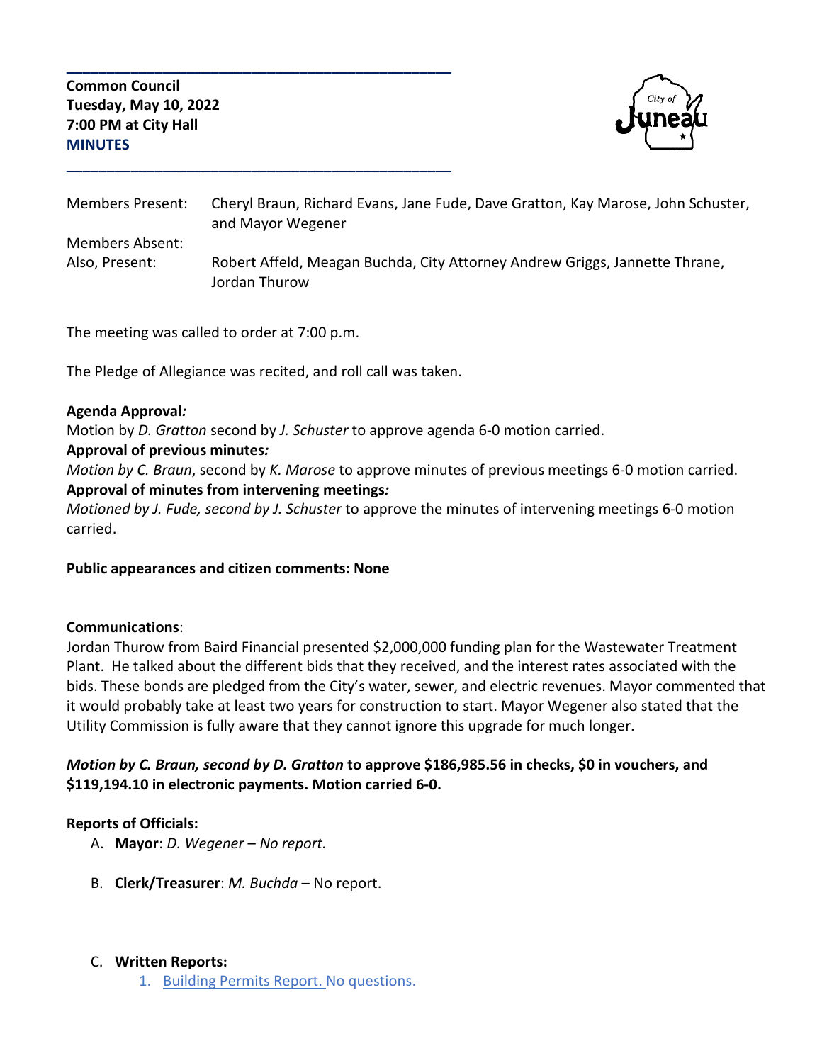**Common Council**
**Tuesday, May 10, 2022**
**7:00 PM at City Hall**
**MINUTES**

| | |
|---|---|
| Members Present: | Cheryl Braun, Richard Evans, Jane Fude, Dave Gratton, Kay Marose, John Schuster, and Mayor Wegener |
| Members Absent: | |
| Also, Present: | Robert Affeld, Meagan Buchda, City Attorney Andrew Griggs, Jannette Thrane, Jordan Thurow |

The meeting was called to order at 7:00 p.m.

The Pledge of Allegiance was recited, and roll call was taken.

**Agenda Approval*:***
Motion by *D. Gratton* second by *J. Schuster* to approve agenda 6-0 motion carried.
**Approval of previous minutes*:***
*Motion by C. Braun*, second by *K. Marose* to approve minutes of previous meetings 6-0 motion carried.
**Approval of minutes from intervening meetings*:***
*Motioned by J. Fude, second by J. Schuster* to approve the minutes of intervening meetings 6-0 motion carried.

**Public appearances and citizen comments: None**

**Communications**:
Jordan Thurow from Baird Financial presented $2,000,000 funding plan for the Wastewater Treatment Plant. He talked about the different bids that they received, and the interest rates associated with the bids. These bonds are pledged from the City's water, sewer, and electric revenues. Mayor commented that it would probably take at least two years for construction to start. Mayor Wegener also stated that the Utility Commission is fully aware that they cannot ignore this upgrade for much longer.

***Motion by C. Braun, second by D. Gratton* to approve $186,985.56 in checks, $0 in vouchers, and $119,194.10 in electronic payments. Motion carried 6-0.**

**Reports of Officials:**

A. **Mayor**: *D. Wegener – No report.*

B. **Clerk/Treasurer**: *M. Buchda* – No report.

C. **Written Reports:**
   1. Building Permits Report. No questions.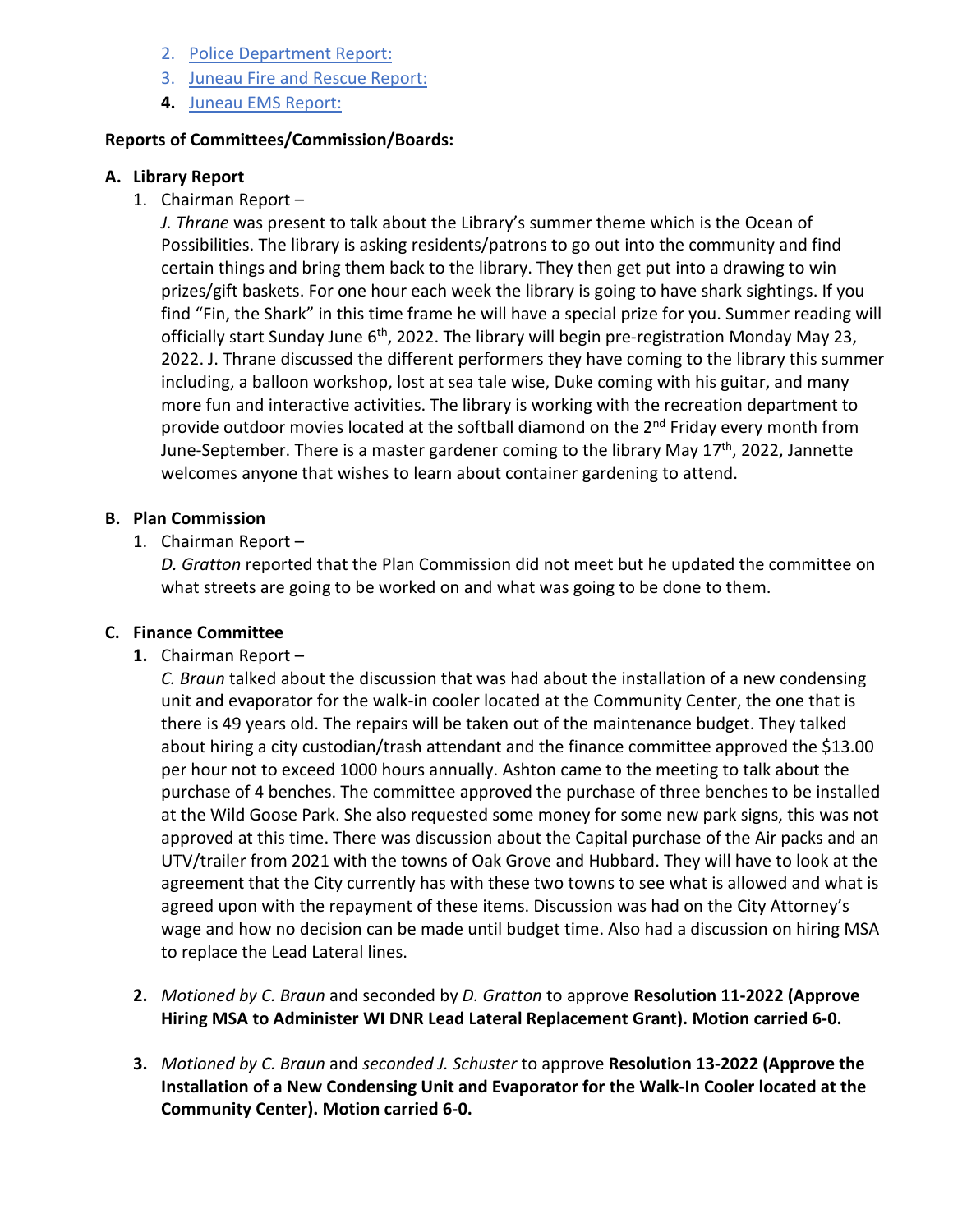2. [Police Department Report:]()
3. [Juneau Fire and Rescue Report:]()
4. [Juneau EMS Report:]()

**Reports of Committees/Commission/Boards:**

**A. Library Report**

1. Chairman Report –
*J. Thrane* was present to talk about the Library's summer theme which is the Ocean of Possibilities. The library is asking residents/patrons to go out into the community and find certain things and bring them back to the library. They then get put into a drawing to win prizes/gift baskets. For one hour each week the library is going to have shark sightings. If you find "Fin, the Shark" in this time frame he will have a special prize for you. Summer reading will officially start Sunday June 6th, 2022. The library will begin pre-registration Monday May 23, 2022. J. Thrane discussed the different performers they have coming to the library this summer including, a balloon workshop, lost at sea tale wise, Duke coming with his guitar, and many more fun and interactive activities. The library is working with the recreation department to provide outdoor movies located at the softball diamond on the 2nd Friday every month from June-September. There is a master gardener coming to the library May 17th, 2022, Jannette welcomes anyone that wishes to learn about container gardening to attend.

**B. Plan Commission**

1. Chairman Report –
*D. Gratton* reported that the Plan Commission did not meet but he updated the committee on what streets are going to be worked on and what was going to be done to them.

**C. Finance Committee**

1. Chairman Report –
*C. Braun* talked about the discussion that was had about the installation of a new condensing unit and evaporator for the walk-in cooler located at the Community Center, the one that is there is 49 years old. The repairs will be taken out of the maintenance budget. They talked about hiring a city custodian/trash attendant and the finance committee approved the $13.00 per hour not to exceed 1000 hours annually. Ashton came to the meeting to talk about the purchase of 4 benches. The committee approved the purchase of three benches to be installed at the Wild Goose Park. She also requested some money for some new park signs, this was not approved at this time. There was discussion about the Capital purchase of the Air packs and an UTV/trailer from 2021 with the towns of Oak Grove and Hubbard. They will have to look at the agreement that the City currently has with these two towns to see what is allowed and what is agreed upon with the repayment of these items. Discussion was had on the City Attorney's wage and how no decision can be made until budget time. Also had a discussion on hiring MSA to replace the Lead Lateral lines.

2. *Motioned by C. Braun* and seconded by *D. Gratton* to approve **Resolution 11-2022 (Approve Hiring MSA to Administer WI DNR Lead Lateral Replacement Grant). Motion carried 6-0.**

3. *Motioned by C. Braun* and *seconded J. Schuster* to approve **Resolution 13-2022 (Approve the Installation of a New Condensing Unit and Evaporator for the Walk-In Cooler located at the Community Center). Motion carried 6-0.**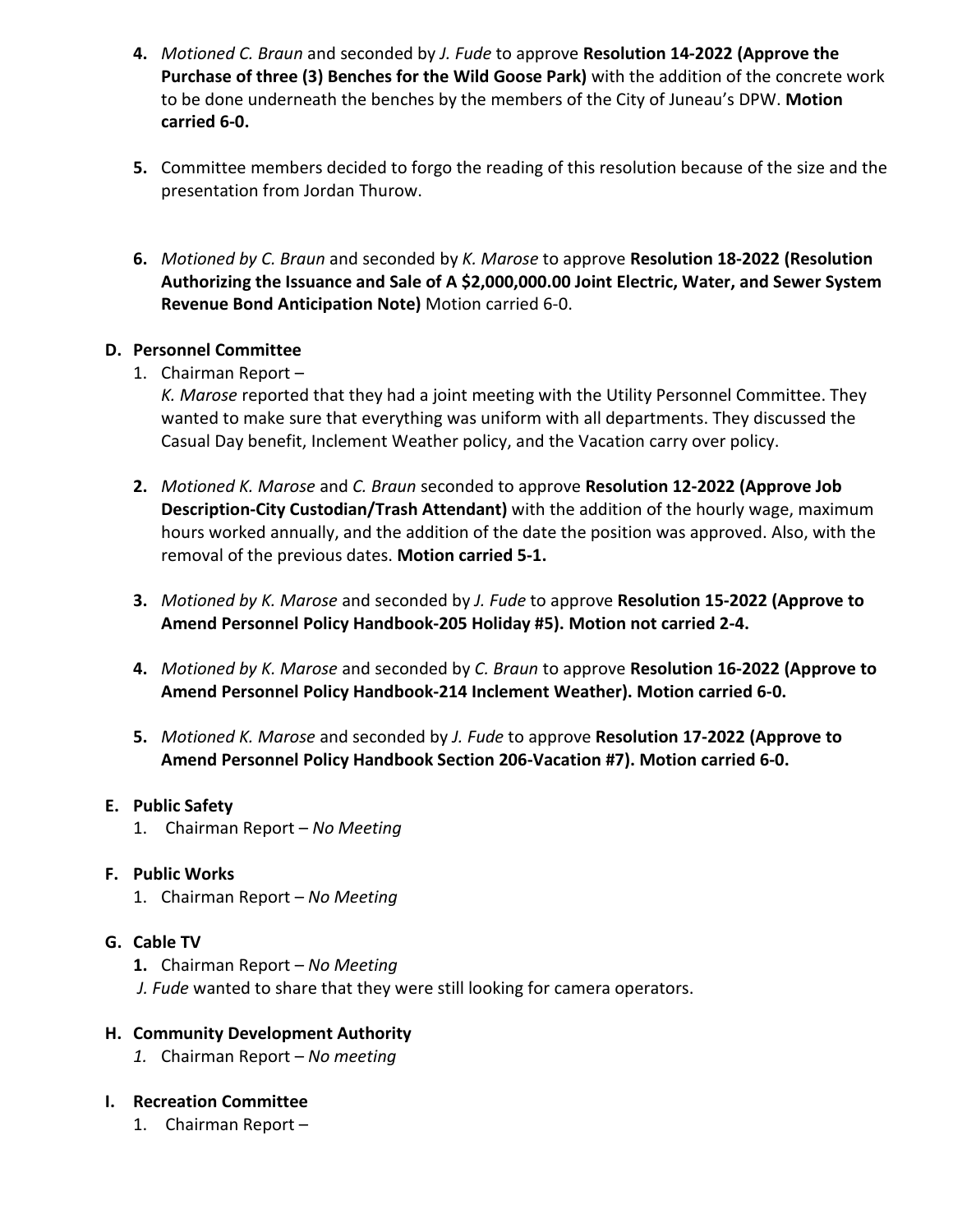4. *Motioned C. Braun* and seconded by *J. Fude* to approve **Resolution 14-2022 (Approve the Purchase of three (3) Benches for the Wild Goose Park)** with the addition of the concrete work to be done underneath the benches by the members of the City of Juneau's DPW. **Motion carried 6-0.**

5. Committee members decided to forgo the reading of this resolution because of the size and the presentation from Jordan Thurow.

6. *Motioned by C. Braun* and seconded by *K. Marose* to approve **Resolution 18-2022 (Resolution Authorizing the Issuance and Sale of A $2,000,000.00 Joint Electric, Water, and Sewer System Revenue Bond Anticipation Note)** Motion carried 6-0.

**D. Personnel Committee**

1. Chairman Report –
   *K. Marose* reported that they had a joint meeting with the Utility Personnel Committee. They wanted to make sure that everything was uniform with all departments. They discussed the Casual Day benefit, Inclement Weather policy, and the Vacation carry over policy.

2. *Motioned K. Marose* and *C. Braun* seconded to approve **Resolution 12-2022 (Approve Job Description-City Custodian/Trash Attendant)** with the addition of the hourly wage, maximum hours worked annually, and the addition of the date the position was approved. Also, with the removal of the previous dates. **Motion carried 5-1.**

3. *Motioned by K. Marose* and seconded by *J. Fude* to approve **Resolution 15-2022 (Approve to Amend Personnel Policy Handbook-205 Holiday #5). Motion not carried 2-4.**

4. *Motioned by K. Marose* and seconded by *C. Braun* to approve **Resolution 16-2022 (Approve to Amend Personnel Policy Handbook-214 Inclement Weather). Motion carried 6-0.**

5. *Motioned K. Marose* and seconded by *J. Fude* to approve **Resolution 17-2022 (Approve to Amend Personnel Policy Handbook Section 206-Vacation #7). Motion carried 6-0.**

**E. Public Safety**

1. Chairman Report – *No Meeting*

**F. Public Works**

1. Chairman Report – *No Meeting*

**G. Cable TV**

1. Chairman Report – *No Meeting*
   *J. Fude* wanted to share that they were still looking for camera operators.

**H. Community Development Authority**

1. Chairman Report – *No meeting*

**I. Recreation Committee**

1. Chairman Report –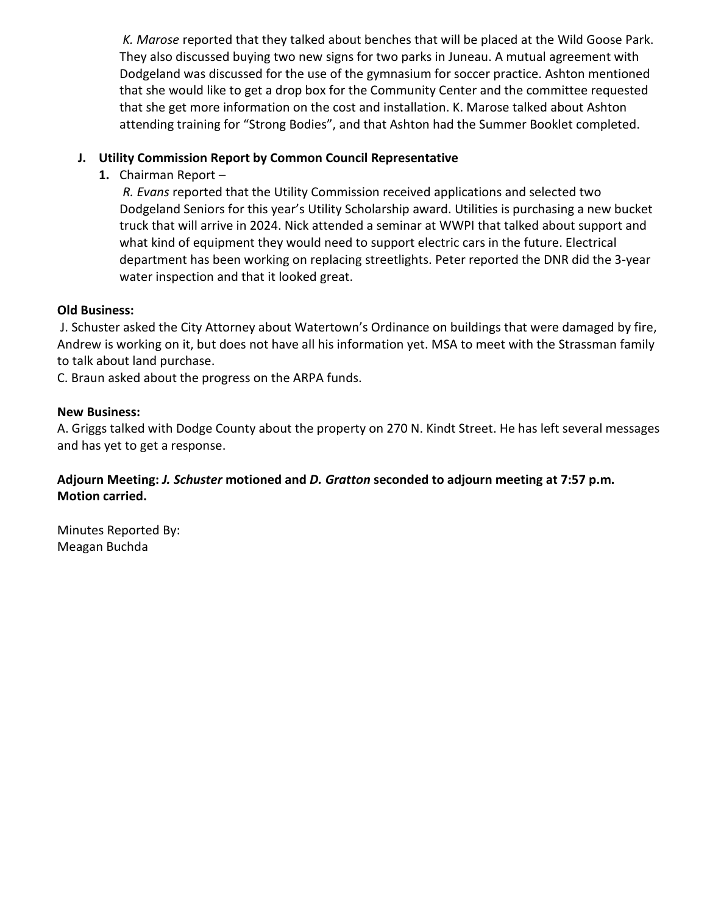*K. Marose* reported that they talked about benches that will be placed at the Wild Goose Park. They also discussed buying two new signs for two parks in Juneau. A mutual agreement with Dodgeland was discussed for the use of the gymnasium for soccer practice. Ashton mentioned that she would like to get a drop box for the Community Center and the committee requested that she get more information on the cost and installation. K. Marose talked about Ashton attending training for "Strong Bodies", and that Ashton had the Summer Booklet completed.

**J. Utility Commission Report by Common Council Representative**

1. Chairman Report –
   *R. Evans* reported that the Utility Commission received applications and selected two Dodgeland Seniors for this year's Utility Scholarship award. Utilities is purchasing a new bucket truck that will arrive in 2024. Nick attended a seminar at WWPI that talked about support and what kind of equipment they would need to support electric cars in the future. Electrical department has been working on replacing streetlights. Peter reported the DNR did the 3-year water inspection and that it looked great.

**Old Business:**

J. Schuster asked the City Attorney about Watertown's Ordinance on buildings that were damaged by fire, Andrew is working on it, but does not have all his information yet. MSA to meet with the Strassman family to talk about land purchase.

C. Braun asked about the progress on the ARPA funds.

**New Business:**

A. Griggs talked with Dodge County about the property on 270 N. Kindt Street. He has left several messages and has yet to get a response.

**Adjourn Meeting: *J. Schuster* motioned and *D. Gratton* seconded to adjourn meeting at 7:57 p.m. Motion carried.**

Minutes Reported By:
Meagan Buchda